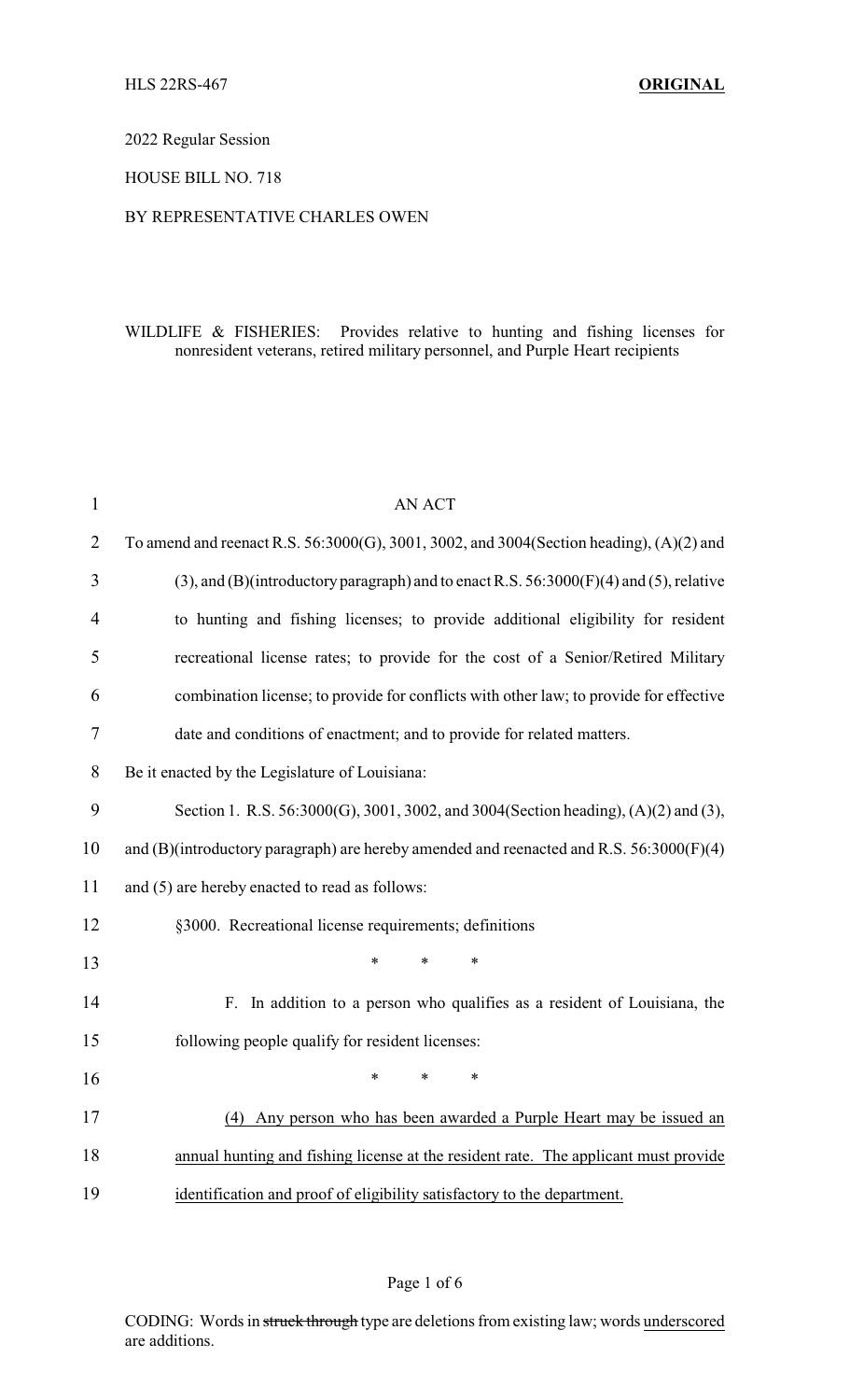HLS 22RS-467 **ORIGINAL**

2022 Regular Session

HOUSE BILL NO. 718

BY REPRESENTATIVE CHARLES OWEN

WILDLIFE & FISHERIES: Provides relative to hunting and fishing licenses for nonresident veterans, retired military personnel, and Purple Heart recipients

AN ACT

To amend and reenact R.S. 56:3000(G), 3001, 3002, and 3004(Section heading), (A)(2) and (3), and (B)(introductory paragraph) and to enact R.S. 56:3000(F)(4) and (5), relative to hunting and fishing licenses; to provide additional eligibility for resident recreational license rates; to provide for the cost of a Senior/Retired Military combination license; to provide for conflicts with other law; to provide for effective date and conditions of enactment; and to provide for related matters.

Be it enacted by the Legislature of Louisiana:

Section 1. R.S. 56:3000(G), 3001, 3002, and 3004(Section heading), (A)(2) and (3), and (B)(introductory paragraph) are hereby amended and reenacted and R.S. 56:3000(F)(4) and (5) are hereby enacted to read as follows:

§3000. Recreational license requirements; definitions

\* \* \*

F. In addition to a person who qualifies as a resident of Louisiana, the following people qualify for resident licenses:

\* \* \*

<u>(4) Any person who has been awarded a Purple Heart may be issued an annual hunting and fishing license at the resident rate. The applicant must provide identification and proof of eligibility satisfactory to the department.</u>

CODING: Words in ~~struck through~~ type are deletions from existing law; words <u>underscored</u> are additions.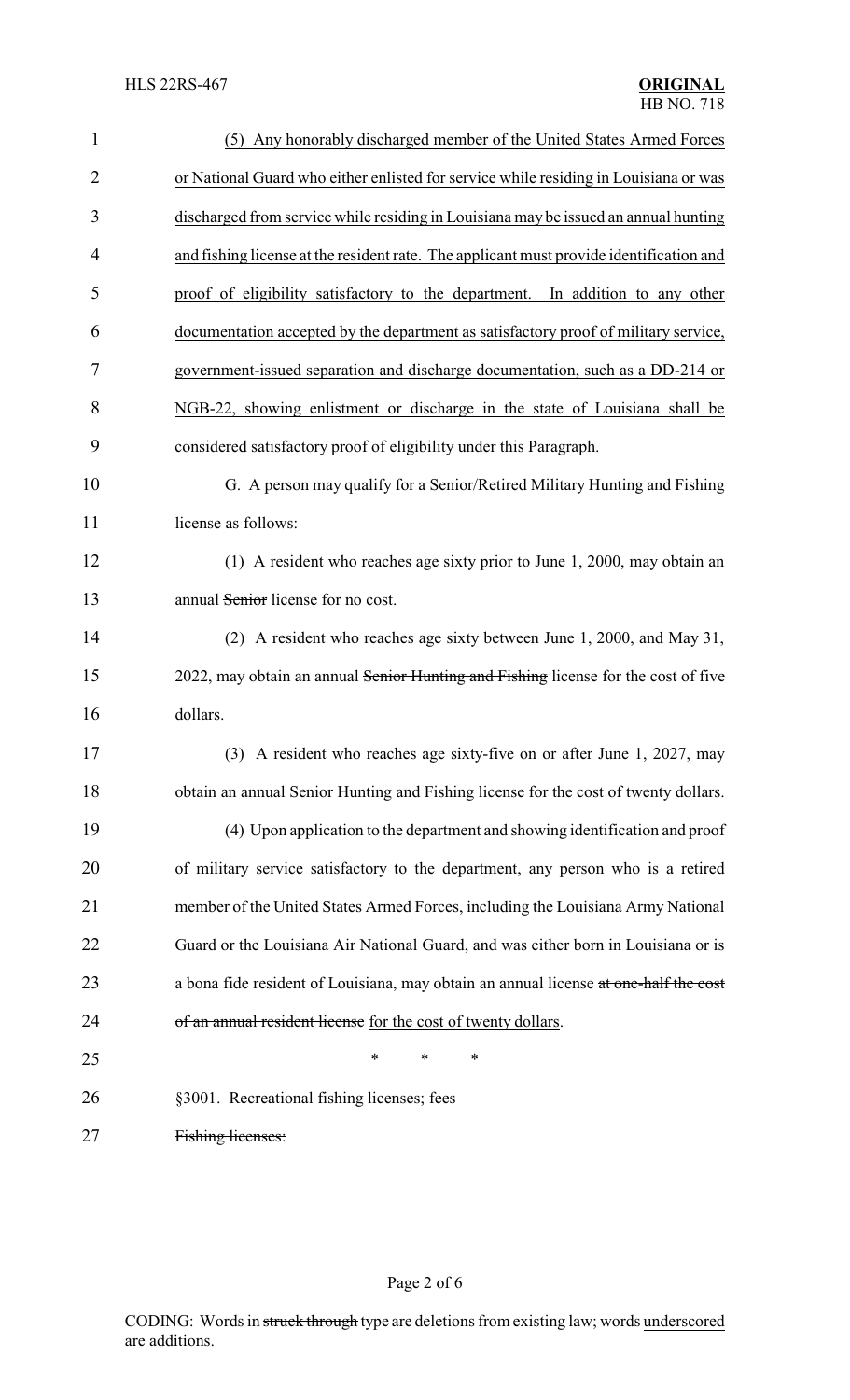(5) Any honorably discharged member of the United States Armed Forces or National Guard who either enlisted for service while residing in Louisiana or was discharged from service while residing in Louisiana may be issued an annual hunting and fishing license at the resident rate. The applicant must provide identification and proof of eligibility satisfactory to the department. In addition to any other documentation accepted by the department as satisfactory proof of military service, government-issued separation and discharge documentation, such as a DD-214 or NGB-22, showing enlistment or discharge in the state of Louisiana shall be considered satisfactory proof of eligibility under this Paragraph.

G. A person may qualify for a Senior/Retired Military Hunting and Fishing license as follows:

(1) A resident who reaches age sixty prior to June 1, 2000, may obtain an annual ~~Senior~~ license for no cost.

(2) A resident who reaches age sixty between June 1, 2000, and May 31, 2022, may obtain an annual ~~Senior Hunting and Fishing~~ license for the cost of five dollars.

(3) A resident who reaches age sixty-five on or after June 1, 2027, may obtain an annual ~~Senior Hunting and Fishing~~ license for the cost of twenty dollars.

(4) Upon application to the department and showing identification and proof of military service satisfactory to the department, any person who is a retired member of the United States Armed Forces, including the Louisiana Army National Guard or the Louisiana Air National Guard, and was either born in Louisiana or is a bona fide resident of Louisiana, may obtain an annual license ~~at one-half the cost of an annual resident license~~ for the cost of twenty dollars.

\* \* \*

§3001. Recreational fishing licenses; fees

~~Fishing licenses:~~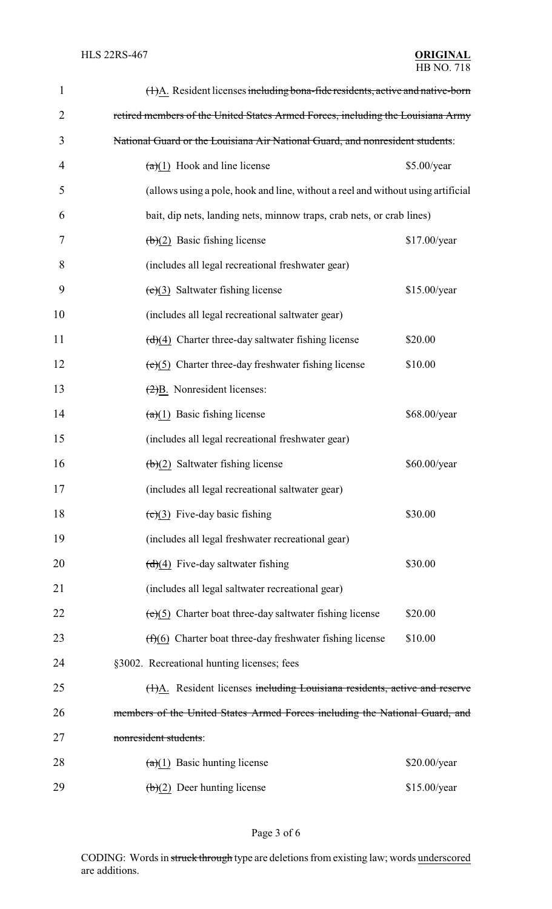~~(1)~~<u>A.</u> Resident licenses ~~including bona-fide residents, active and native-born retired members of the United States Armed Forces, including the Louisiana Army National Guard or the Louisiana Air National Guard, and nonresident students~~:

~~(a)~~<u>(1)</u> Hook and line license $5.00/year

(allows using a pole, hook and line, without a reel and without using artificial bait, dip nets, landing nets, minnow traps, crab nets, or crab lines)

~~(b)~~<u>(2)</u> Basic fishing license $17.00/year

(includes all legal recreational freshwater gear)

~~(c)~~<u>(3)</u> Saltwater fishing license $15.00/year

(includes all legal recreational saltwater gear)

~~(d)~~<u>(4)</u> Charter three-day saltwater fishing license $20.00

~~(e)~~<u>(5)</u> Charter three-day freshwater fishing license $10.00

~~(2)~~<u>B.</u> Nonresident licenses:

~~(a)~~<u>(1)</u> Basic fishing license $68.00/year

(includes all legal recreational freshwater gear)

~~(b)~~<u>(2)</u> Saltwater fishing license $60.00/year

(includes all legal recreational saltwater gear)

~~(c)~~<u>(3)</u> Five-day basic fishing $30.00

(includes all legal freshwater recreational gear)

~~(d)~~<u>(4)</u> Five-day saltwater fishing $30.00

(includes all legal saltwater recreational gear)

~~(e)~~<u>(5)</u> Charter boat three-day saltwater fishing license $20.00

~~(f)~~<u>(6)</u> Charter boat three-day freshwater fishing license $10.00

§3002. Recreational hunting licenses; fees

~~(1)~~<u>A.</u> Resident licenses ~~including Louisiana residents, active and reserve members of the United States Armed Forces including the National Guard, and nonresident students~~:

~~(a)~~<u>(1)</u> Basic hunting license $20.00/year

~~(b)~~<u>(2)</u> Deer hunting license $15.00/year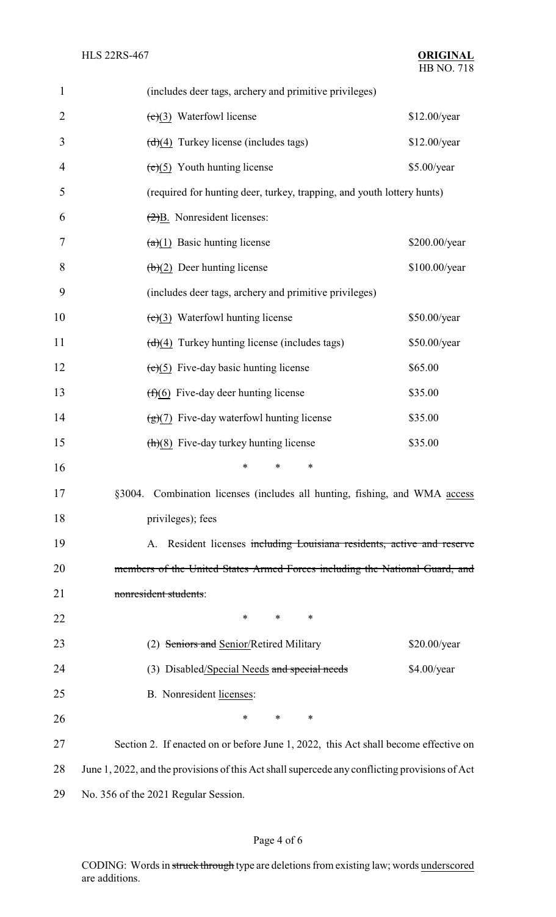(includes deer tags, archery and primitive privileges)

| | |
|---|---|
| ~~(c)~~(3) Waterfowl license | $12.00/year |
| ~~(d)~~(4) Turkey license (includes tags) | $12.00/year |
| ~~(e)~~(5) Youth hunting license | $5.00/year |

(required for hunting deer, turkey, trapping, and youth lottery hunts)

~~(2)~~B. Nonresident licenses:

| | |
|---|---|
| ~~(a)~~(1) Basic hunting license | $200.00/year |
| ~~(b)~~(2) Deer hunting license | $100.00/year |
| (includes deer tags, archery and primitive privileges) | |
| ~~(c)~~(3) Waterfowl hunting license | $50.00/year |
| ~~(d)~~(4) Turkey hunting license (includes tags) | $50.00/year |
| ~~(e)~~(5) Five-day basic hunting license | $65.00 |
| ~~(f)~~(6) Five-day deer hunting license | $35.00 |
| ~~(g)~~(7) Five-day waterfowl hunting license | $35.00 |
| ~~(h)~~(8) Five-day turkey hunting license | $35.00 |

\* \* \*

§3004. Combination licenses (includes all hunting, fishing, and WMA access privileges); fees

A. Resident licenses ~~including Louisiana residents, active and reserve members of the United States Armed Forces including the National Guard, and nonresident students~~:

\* \* \*

| | |
|---|---|
| (2) ~~Seniors and~~ Senior/Retired Military | $20.00/year |
| (3) Disabled/Special Needs ~~and special needs~~ | $4.00/year |

B. Nonresident licenses:

\* \* \*

Section 2. If enacted on or before June 1, 2022, this Act shall become effective on June 1, 2022, and the provisions of this Act shall supercede any conflicting provisions of Act No. 356 of the 2021 Regular Session.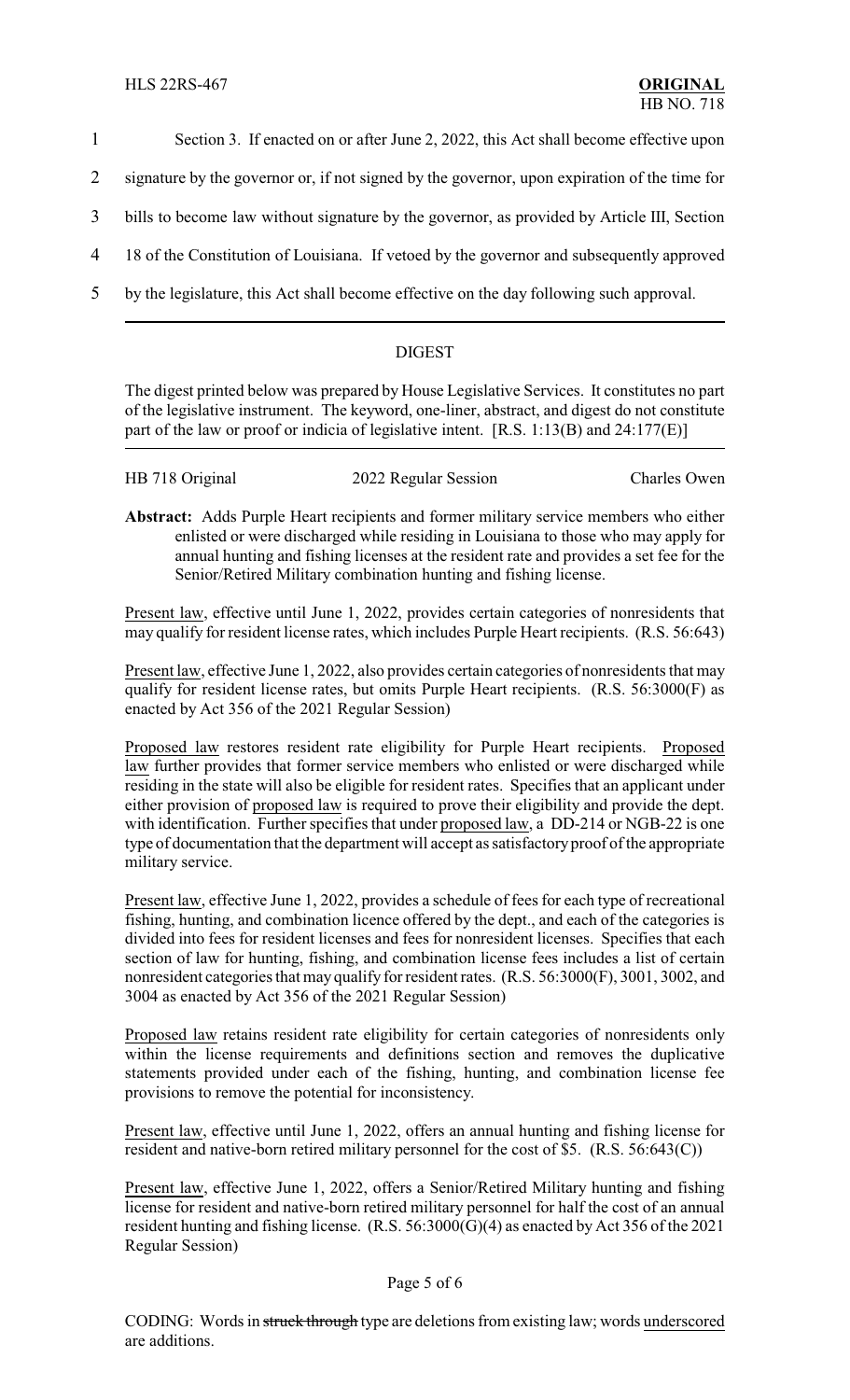1 Section 3. If enacted on or after June 2, 2022, this Act shall become effective upon

2 signature by the governor or, if not signed by the governor, upon expiration of the time for

3 bills to become law without signature by the governor, as provided by Article III, Section

4 18 of the Constitution of Louisiana. If vetoed by the governor and subsequently approved

5 by the legislature, this Act shall become effective on the day following such approval.

---

## DIGEST

The digest printed below was prepared by House Legislative Services. It constitutes no part of the legislative instrument. The keyword, one-liner, abstract, and digest do not constitute part of the law or proof or indicia of legislative intent. [R.S. 1:13(B) and 24:177(E)]

---

HB 718 Original | 2022 Regular Session | Charles Owen

**Abstract:** Adds Purple Heart recipients and former military service members who either enlisted or were discharged while residing in Louisiana to those who may apply for annual hunting and fishing licenses at the resident rate and provides a set fee for the Senior/Retired Military combination hunting and fishing license.

Present law, effective until June 1, 2022, provides certain categories of nonresidents that may qualify for resident license rates, which includes Purple Heart recipients. (R.S. 56:643)

Present law, effective June 1, 2022, also provides certain categories of nonresidents that may qualify for resident license rates, but omits Purple Heart recipients. (R.S. 56:3000(F) as enacted by Act 356 of the 2021 Regular Session)

Proposed law restores resident rate eligibility for Purple Heart recipients. Proposed law further provides that former service members who enlisted or were discharged while residing in the state will also be eligible for resident rates. Specifies that an applicant under either provision of proposed law is required to prove their eligibility and provide the dept. with identification. Further specifies that under proposed law, a DD-214 or NGB-22 is one type of documentation that the department will accept as satisfactory proof of the appropriate military service.

Present law, effective June 1, 2022, provides a schedule of fees for each type of recreational fishing, hunting, and combination licence offered by the dept., and each of the categories is divided into fees for resident licenses and fees for nonresident licenses. Specifies that each section of law for hunting, fishing, and combination license fees includes a list of certain nonresident categories that may qualify for resident rates. (R.S. 56:3000(F), 3001, 3002, and 3004 as enacted by Act 356 of the 2021 Regular Session)

Proposed law retains resident rate eligibility for certain categories of nonresidents only within the license requirements and definitions section and removes the duplicative statements provided under each of the fishing, hunting, and combination license fee provisions to remove the potential for inconsistency.

Present law, effective until June 1, 2022, offers an annual hunting and fishing license for resident and native-born retired military personnel for the cost of $5. (R.S. 56:643(C))

Present law, effective June 1, 2022, offers a Senior/Retired Military hunting and fishing license for resident and native-born retired military personnel for half the cost of an annual resident hunting and fishing license. (R.S. 56:3000(G)(4) as enacted by Act 356 of the 2021 Regular Session)

CODING: Words in ~~struck through~~ type are deletions from existing law; words underscored are additions.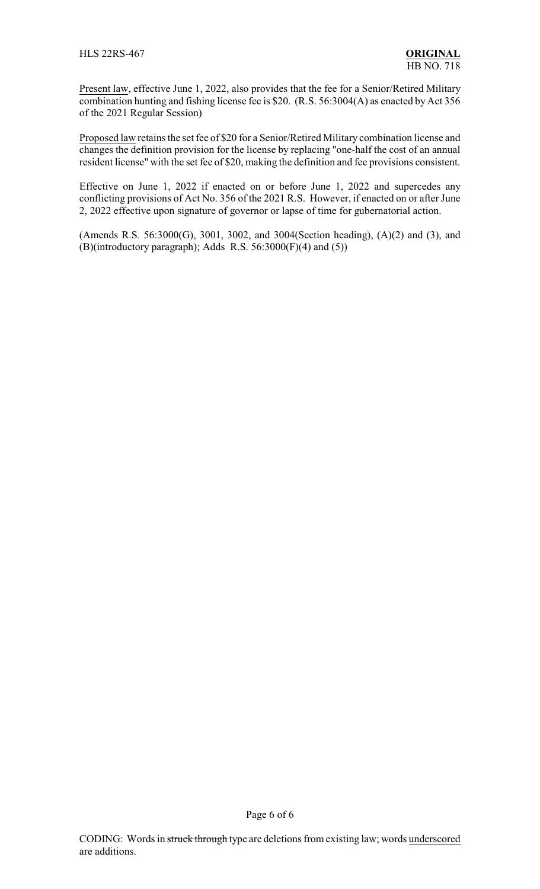Present law, effective June 1, 2022, also provides that the fee for a Senior/Retired Military combination hunting and fishing license fee is $20. (R.S. 56:3004(A) as enacted by Act 356 of the 2021 Regular Session)

Proposed law retains the set fee of $20 for a Senior/Retired Military combination license and changes the definition provision for the license by replacing "one-half the cost of an annual resident license" with the set fee of $20, making the definition and fee provisions consistent.

Effective on June 1, 2022 if enacted on or before June 1, 2022 and supercedes any conflicting provisions of Act No. 356 of the 2021 R.S. However, if enacted on or after June 2, 2022 effective upon signature of governor or lapse of time for gubernatorial action.

(Amends R.S. 56:3000(G), 3001, 3002, and 3004(Section heading), (A)(2) and (3), and (B)(introductory paragraph); Adds R.S. 56:3000(F)(4) and (5))

CODING: Words in ~~struck through~~ type are deletions from existing law; words <u>underscored</u> are additions.